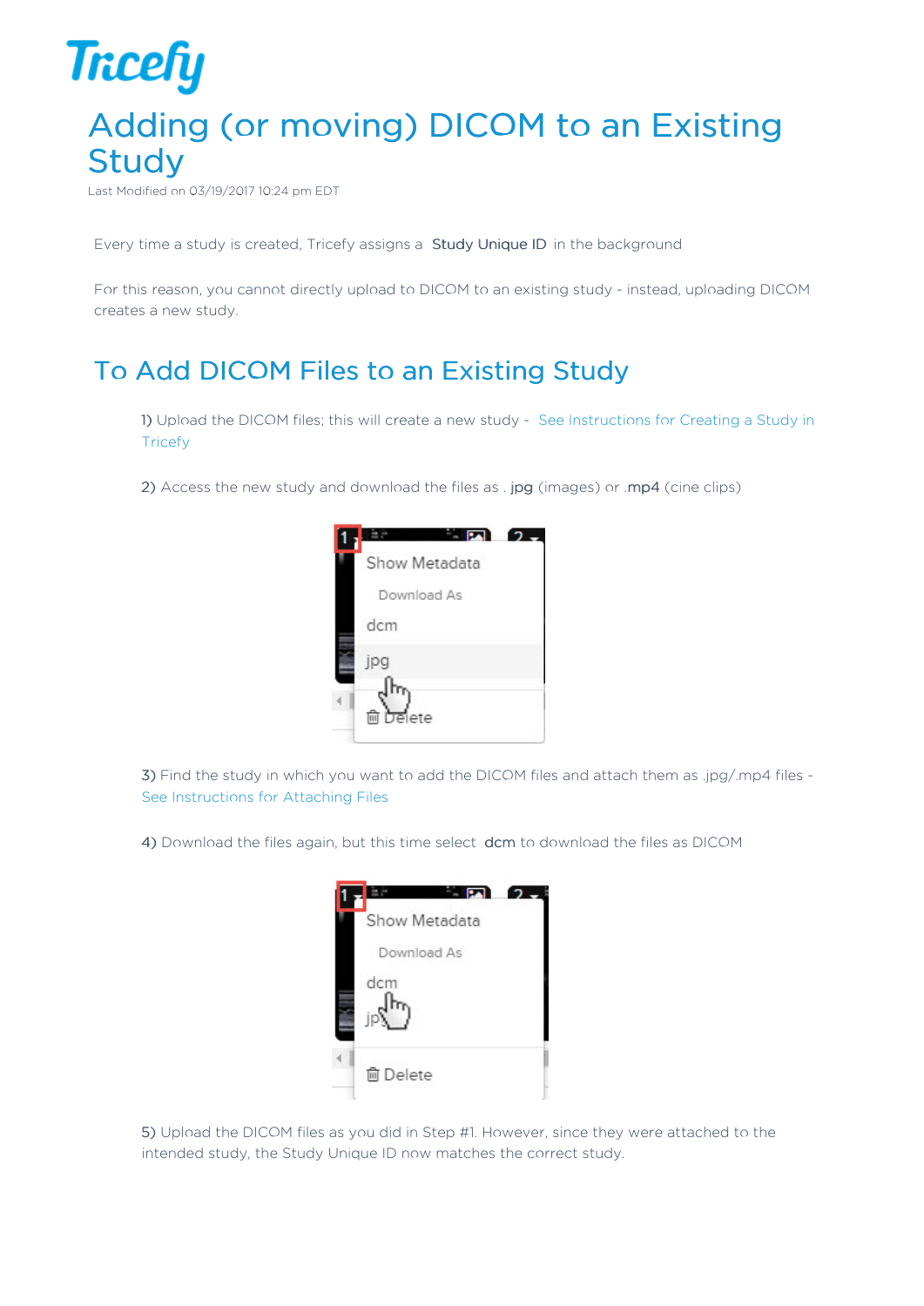# Adding (or moving) DICOM to an Existing Study

Last Modified on 03/19/2017 10:24 pm EDT

Every time a study is created, Tricefy assigns a **Study Unique ID** in the background

For this reason, you cannot directly upload to DICOM to an existing study - instead, uploading DICOM creates a new study.

## To Add DICOM Files to an Existing Study

1) Upload the DICOM files; this will create a new study - See Instructions for Creating a Study in Tricefy

2) Access the new study and download the files as . **jpg** (images) or .**mp4** (cine clips)

3) Find the study in which you want to add the DICOM files and attach them as .jpg/.mp4 files - See Instructions for Attaching Files

4) Download the files again, but this time select **dcm** to download the files as DICOM

5) Upload the DICOM files as you did in Step #1. However, since they were attached to the intended study, the Study Unique ID now matches the correct study.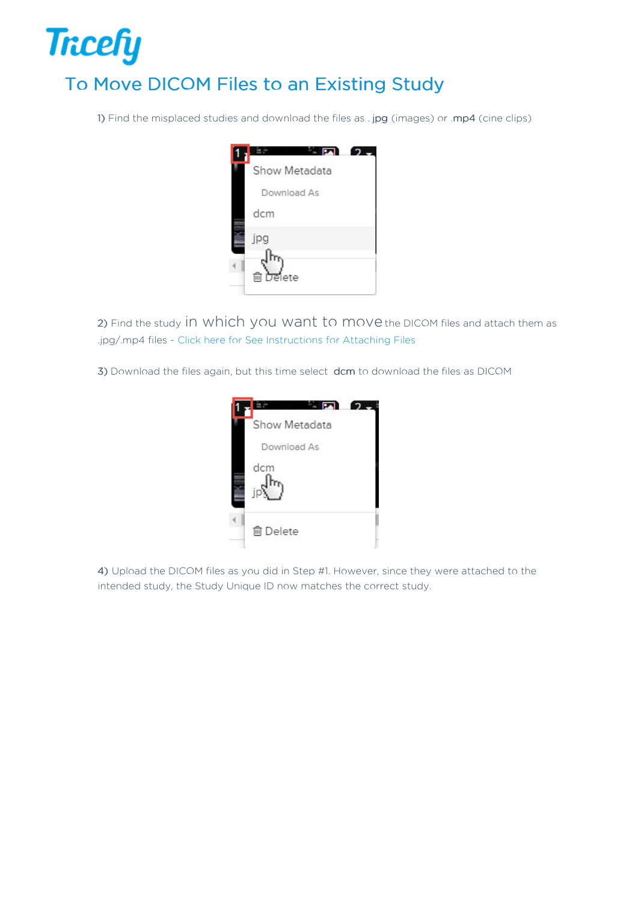# To Move DICOM Files to an Existing Study

1) Find the misplaced studies and download the files as .jpg (images) or .mp4 (cine clips)

2) Find the study in which you want to move the DICOM files and attach them as .jpg/.mp4 files - Click here for See Instructions for Attaching Files

3) Download the files again, but this time select dcm to download the files as DICOM

4) Upload the DICOM files as you did in Step #1. However, since they were attached to the intended study, the Study Unique ID now matches the correct study.